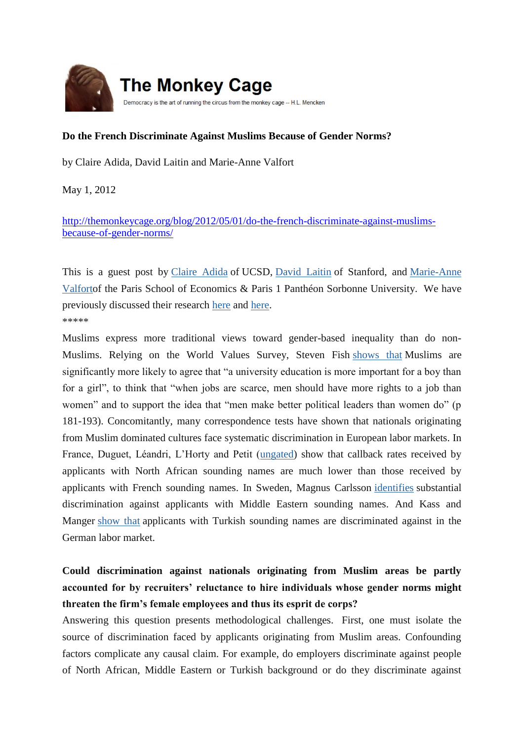# The Monkey Cage

Democracy is the art of running the circus from the monkey cage -- H.L. Mencken

**Do the French Discriminate Against Muslims Because of Gender Norms?**

by Claire Adida, David Laitin and Marie-Anne Valfort

May 1, 2012

http://themonkeycage.org/blog/2012/05/01/do-the-french-discriminate-against-muslims-because-of-gender-norms/

This is a guest post by Claire Adida of UCSD, David Laitin of Stanford, and Marie-Anne Valfortof the Paris School of Economics & Paris 1 Panthéon Sorbonne University. We have previously discussed their research here and here.

*****

Muslims express more traditional views toward gender-based inequality than do non-Muslims. Relying on the World Values Survey, Steven Fish shows that Muslims are significantly more likely to agree that "a university education is more important for a boy than for a girl", to think that "when jobs are scarce, men should have more rights to a job than women" and to support the idea that "men make better political leaders than women do" (p 181-193). Concomitantly, many correspondence tests have shown that nationals originating from Muslim dominated cultures face systematic discrimination in European labor markets. In France, Duguet, Léandri, L'Horty and Petit (ungated) show that callback rates received by applicants with North African sounding names are much lower than those received by applicants with French sounding names. In Sweden, Magnus Carlsson identifies substantial discrimination against applicants with Middle Eastern sounding names. And Kass and Manger show that applicants with Turkish sounding names are discriminated against in the German labor market.

**Could discrimination against nationals originating from Muslim areas be partly accounted for by recruiters' reluctance to hire individuals whose gender norms might threaten the firm's female employees and thus its esprit de corps?**

Answering this question presents methodological challenges. First, one must isolate the source of discrimination faced by applicants originating from Muslim areas. Confounding factors complicate any causal claim. For example, do employers discriminate against people of North African, Middle Eastern or Turkish background or do they discriminate against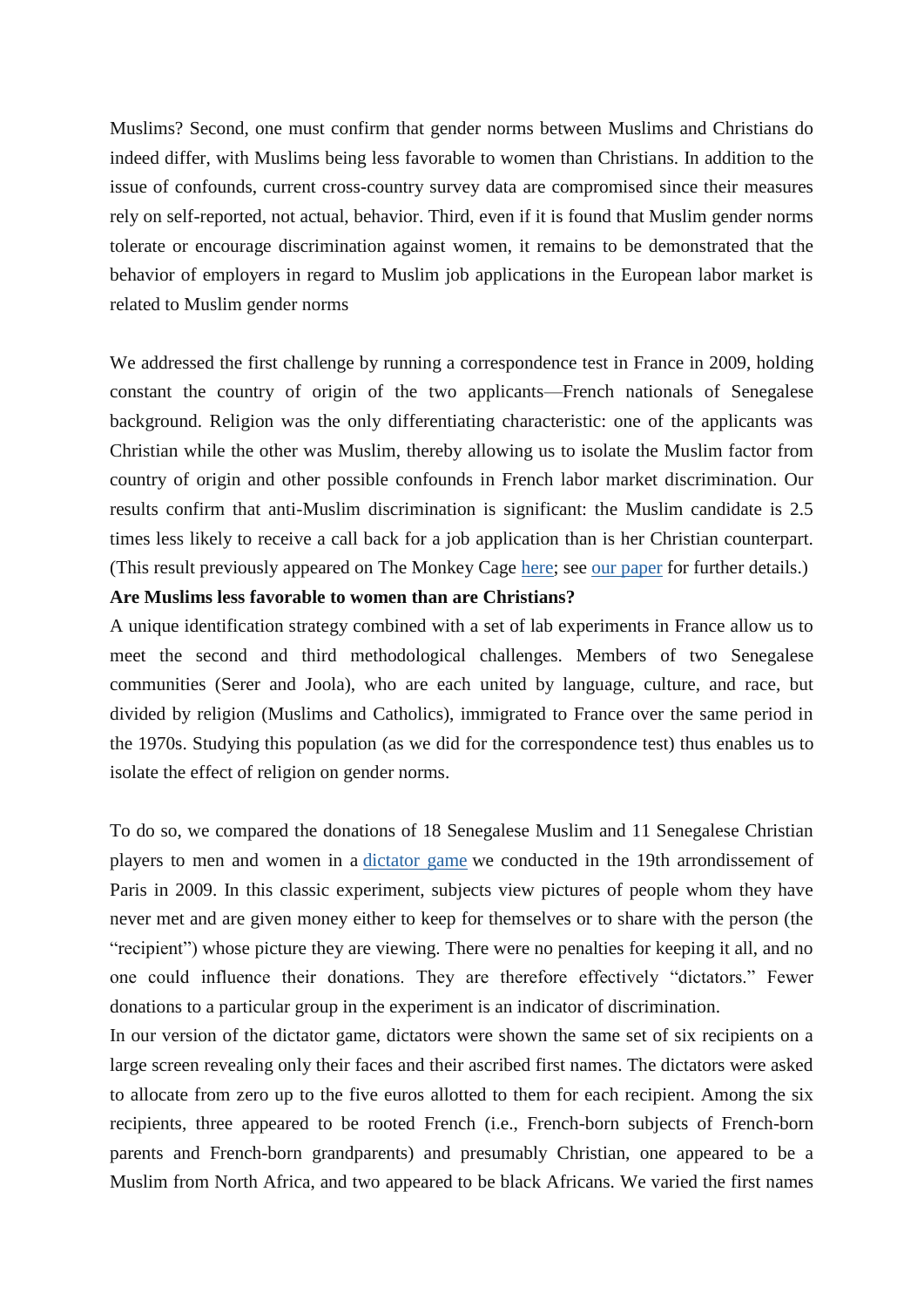Muslims? Second, one must confirm that gender norms between Muslims and Christians do indeed differ, with Muslims being less favorable to women than Christians. In addition to the issue of confounds, current cross-country survey data are compromised since their measures rely on self-reported, not actual, behavior. Third, even if it is found that Muslim gender norms tolerate or encourage discrimination against women, it remains to be demonstrated that the behavior of employers in regard to Muslim job applications in the European labor market is related to Muslim gender norms

We addressed the first challenge by running a correspondence test in France in 2009, holding constant the country of origin of the two applicants—French nationals of Senegalese background. Religion was the only differentiating characteristic: one of the applicants was Christian while the other was Muslim, thereby allowing us to isolate the Muslim factor from country of origin and other possible confounds in French labor market discrimination. Our results confirm that anti-Muslim discrimination is significant: the Muslim candidate is 2.5 times less likely to receive a call back for a job application than is her Christian counterpart. (This result previously appeared on The Monkey Cage here; see our paper for further details.)

**Are Muslims less favorable to women than are Christians?**

A unique identification strategy combined with a set of lab experiments in France allow us to meet the second and third methodological challenges. Members of two Senegalese communities (Serer and Joola), who are each united by language, culture, and race, but divided by religion (Muslims and Catholics), immigrated to France over the same period in the 1970s. Studying this population (as we did for the correspondence test) thus enables us to isolate the effect of religion on gender norms.

To do so, we compared the donations of 18 Senegalese Muslim and 11 Senegalese Christian players to men and women in a dictator game we conducted in the 19th arrondissement of Paris in 2009. In this classic experiment, subjects view pictures of people whom they have never met and are given money either to keep for themselves or to share with the person (the "recipient") whose picture they are viewing. There were no penalties for keeping it all, and no one could influence their donations. They are therefore effectively "dictators." Fewer donations to a particular group in the experiment is an indicator of discrimination.

In our version of the dictator game, dictators were shown the same set of six recipients on a large screen revealing only their faces and their ascribed first names. The dictators were asked to allocate from zero up to the five euros allotted to them for each recipient. Among the six recipients, three appeared to be rooted French (i.e., French-born subjects of French-born parents and French-born grandparents) and presumably Christian, one appeared to be a Muslim from North Africa, and two appeared to be black Africans. We varied the first names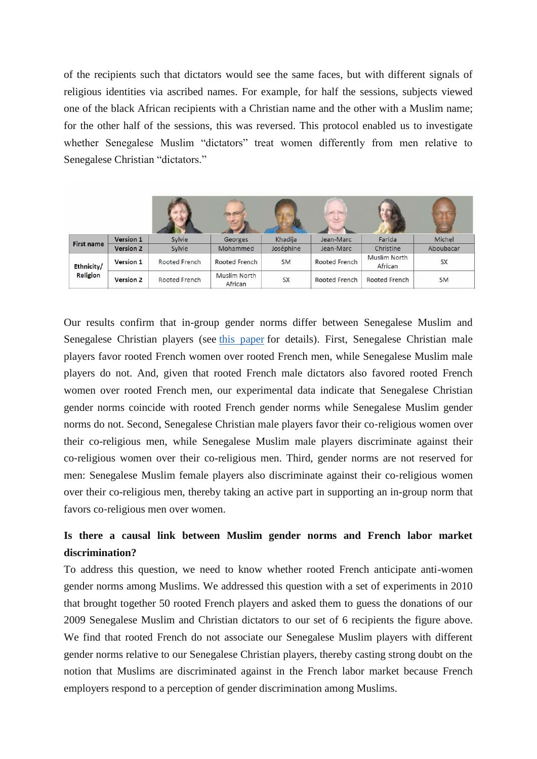of the recipients such that dictators would see the same faces, but with different signals of religious identities via ascribed names. For example, for half the sessions, subjects viewed one of the black African recipients with a Christian name and the other with a Muslim name; for the other half of the sessions, this was reversed. This protocol enabled us to investigate whether Senegalese Muslim "dictators" treat women differently from men relative to Senegalese Christian "dictators."

| | | | | | | | |
|---|---|---|---|---|---|---|---|
| **First name** | **Version 1** | Sylvie | Georges | Khadija | Jean-Marc | Farida | Michel |
| | **Version 2** | Sylvie | Mohammed | Joséphine | Jean-Marc | Christine | Aboubacar |
| **Ethnicity/ Religion** | **Version 1** | Rooted French | Rooted French | SM | Rooted French | Muslim North African | SX |
| | **Version 2** | Rooted French | Muslim North African | SX | Rooted French | Rooted French | SM |

Our results confirm that in-group gender norms differ between Senegalese Muslim and Senegalese Christian players (see this paper for details). First, Senegalese Christian male players favor rooted French women over rooted French men, while Senegalese Muslim male players do not. And, given that rooted French male dictators also favored rooted French women over rooted French men, our experimental data indicate that Senegalese Christian gender norms coincide with rooted French gender norms while Senegalese Muslim gender norms do not. Second, Senegalese Christian male players favor their co-religious women over their co-religious men, while Senegalese Muslim male players discriminate against their co-religious women over their co-religious men. Third, gender norms are not reserved for men: Senegalese Muslim female players also discriminate against their co-religious women over their co-religious men, thereby taking an active part in supporting an in-group norm that favors co-religious men over women.

**Is there a causal link between Muslim gender norms and French labor market discrimination?**

To address this question, we need to know whether rooted French anticipate anti-women gender norms among Muslims. We addressed this question with a set of experiments in 2010 that brought together 50 rooted French players and asked them to guess the donations of our 2009 Senegalese Muslim and Christian dictators to our set of 6 recipients the figure above. We find that rooted French do not associate our Senegalese Muslim players with different gender norms relative to our Senegalese Christian players, thereby casting strong doubt on the notion that Muslims are discriminated against in the French labor market because French employers respond to a perception of gender discrimination among Muslims.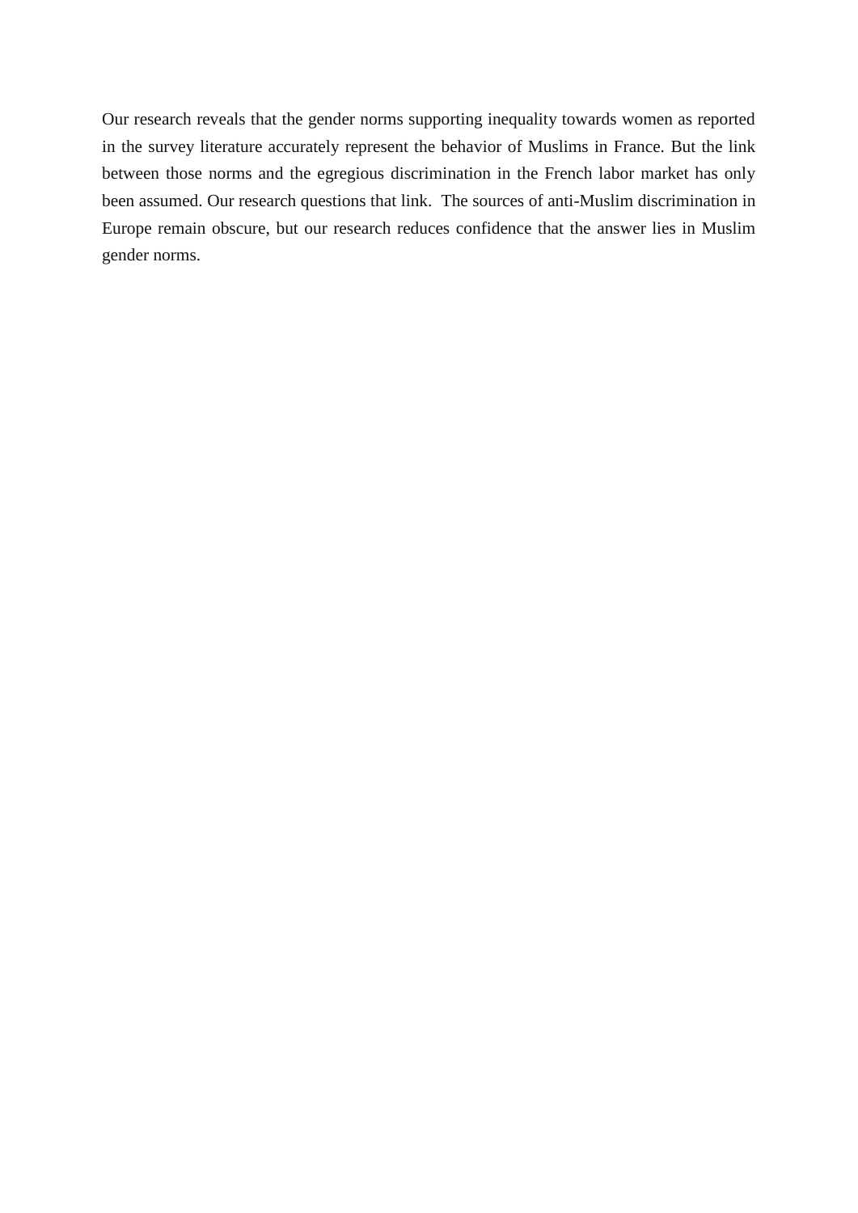Our research reveals that the gender norms supporting inequality towards women as reported in the survey literature accurately represent the behavior of Muslims in France. But the link between those norms and the egregious discrimination in the French labor market has only been assumed. Our research questions that link. The sources of anti-Muslim discrimination in Europe remain obscure, but our research reduces confidence that the answer lies in Muslim gender norms.